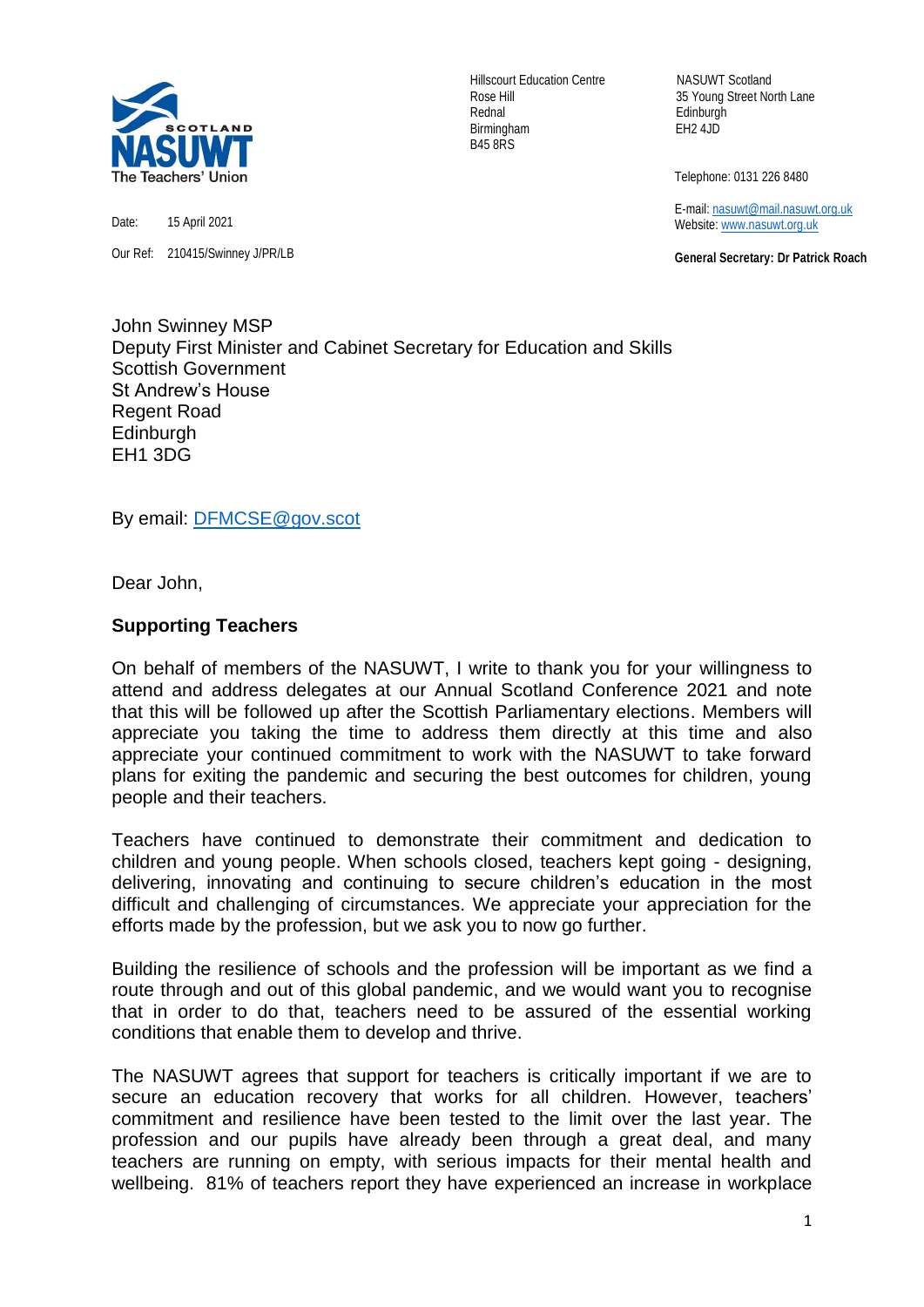NASUWT Scotland
The Teachers' Union

Hillscourt Education Centre
Rose Hill
Rednal
Birmingham
B45 8RS

NASUWT Scotland
35 Young Street North Lane
Edinburgh
EH2 4JD

Telephone: 0131 226 8480

E-mail: nasuwt@mail.nasuwt.org.uk
Website: www.nasuwt.org.uk

**General Secretary: Dr Patrick Roach**

Date: 15 April 2021

Our Ref: 210415/Swinney J/PR/LB

John Swinney MSP
Deputy First Minister and Cabinet Secretary for Education and Skills
Scottish Government
St Andrew's House
Regent Road
Edinburgh
EH1 3DG

By email: DFMCSE@gov.scot

Dear John,

**Supporting Teachers**

On behalf of members of the NASUWT, I write to thank you for your willingness to attend and address delegates at our Annual Scotland Conference 2021 and note that this will be followed up after the Scottish Parliamentary elections. Members will appreciate you taking the time to address them directly at this time and also appreciate your continued commitment to work with the NASUWT to take forward plans for exiting the pandemic and securing the best outcomes for children, young people and their teachers.

Teachers have continued to demonstrate their commitment and dedication to children and young people. When schools closed, teachers kept going - designing, delivering, innovating and continuing to secure children's education in the most difficult and challenging of circumstances. We appreciate your appreciation for the efforts made by the profession, but we ask you to now go further.

Building the resilience of schools and the profession will be important as we find a route through and out of this global pandemic, and we would want you to recognise that in order to do that, teachers need to be assured of the essential working conditions that enable them to develop and thrive.

The NASUWT agrees that support for teachers is critically important if we are to secure an education recovery that works for all children. However, teachers' commitment and resilience have been tested to the limit over the last year. The profession and our pupils have already been through a great deal, and many teachers are running on empty, with serious impacts for their mental health and wellbeing. 81% of teachers report they have experienced an increase in workplace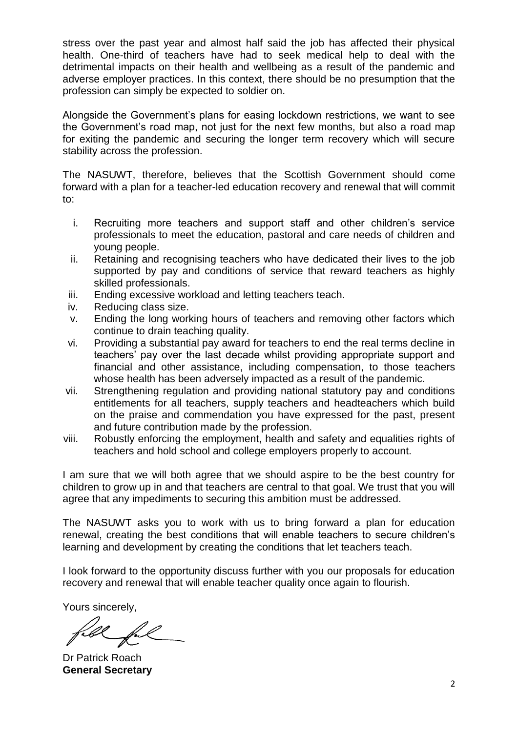stress over the past year and almost half said the job has affected their physical health. One-third of teachers have had to seek medical help to deal with the detrimental impacts on their health and wellbeing as a result of the pandemic and adverse employer practices. In this context, there should be no presumption that the profession can simply be expected to soldier on.

Alongside the Government's plans for easing lockdown restrictions, we want to see the Government's road map, not just for the next few months, but also a road map for exiting the pandemic and securing the longer term recovery which will secure stability across the profession.

The NASUWT, therefore, believes that the Scottish Government should come forward with a plan for a teacher-led education recovery and renewal that will commit to:

i. Recruiting more teachers and support staff and other children's service professionals to meet the education, pastoral and care needs of children and young people.
ii. Retaining and recognising teachers who have dedicated their lives to the job supported by pay and conditions of service that reward teachers as highly skilled professionals.
iii. Ending excessive workload and letting teachers teach.
iv. Reducing class size.
v. Ending the long working hours of teachers and removing other factors which continue to drain teaching quality.
vi. Providing a substantial pay award for teachers to end the real terms decline in teachers' pay over the last decade whilst providing appropriate support and financial and other assistance, including compensation, to those teachers whose health has been adversely impacted as a result of the pandemic.
vii. Strengthening regulation and providing national statutory pay and conditions entitlements for all teachers, supply teachers and headteachers which build on the praise and commendation you have expressed for the past, present and future contribution made by the profession.
viii. Robustly enforcing the employment, health and safety and equalities rights of teachers and hold school and college employers properly to account.

I am sure that we will both agree that we should aspire to be the best country for children to grow up in and that teachers are central to that goal. We trust that you will agree that any impediments to securing this ambition must be addressed.

The NASUWT asks you to work with us to bring forward a plan for education renewal, creating the best conditions that will enable teachers to secure children's learning and development by creating the conditions that let teachers teach.

I look forward to the opportunity discuss further with you our proposals for education recovery and renewal that will enable teacher quality once again to flourish.

Yours sincerely,

Dr Patrick Roach
**General Secretary**